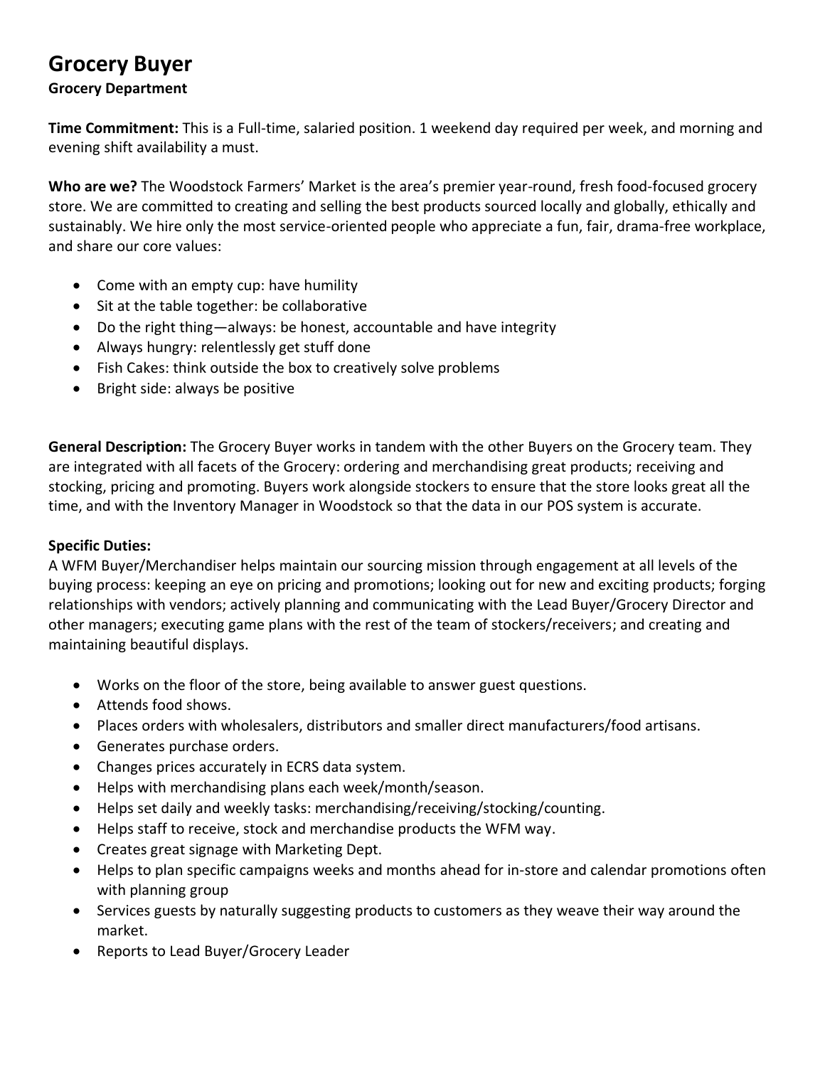# Grocery Buyer

**Grocery Department**

**Time Commitment:** This is a Full-time, salaried position. 1 weekend day required per week, and morning and evening shift availability a must.

**Who are we?** The Woodstock Farmers' Market is the area's premier year-round, fresh food-focused grocery store. We are committed to creating and selling the best products sourced locally and globally, ethically and sustainably. We hire only the most service-oriented people who appreciate a fun, fair, drama-free workplace, and share our core values:

- Come with an empty cup: have humility
- Sit at the table together: be collaborative
- Do the right thing—always: be honest, accountable and have integrity
- Always hungry: relentlessly get stuff done
- Fish Cakes: think outside the box to creatively solve problems
- Bright side: always be positive

**General Description:** The Grocery Buyer works in tandem with the other Buyers on the Grocery team. They are integrated with all facets of the Grocery: ordering and merchandising great products; receiving and stocking, pricing and promoting. Buyers work alongside stockers to ensure that the store looks great all the time, and with the Inventory Manager in Woodstock so that the data in our POS system is accurate.

**Specific Duties:**

A WFM Buyer/Merchandiser helps maintain our sourcing mission through engagement at all levels of the buying process: keeping an eye on pricing and promotions; looking out for new and exciting products; forging relationships with vendors; actively planning and communicating with the Lead Buyer/Grocery Director and other managers; executing game plans with the rest of the team of stockers/receivers; and creating and maintaining beautiful displays.

- Works on the floor of the store, being available to answer guest questions.
- Attends food shows.
- Places orders with wholesalers, distributors and smaller direct manufacturers/food artisans.
- Generates purchase orders.
- Changes prices accurately in ECRS data system.
- Helps with merchandising plans each week/month/season.
- Helps set daily and weekly tasks: merchandising/receiving/stocking/counting.
- Helps staff to receive, stock and merchandise products the WFM way.
- Creates great signage with Marketing Dept.
- Helps to plan specific campaigns weeks and months ahead for in-store and calendar promotions often with planning group
- Services guests by naturally suggesting products to customers as they weave their way around the market.
- Reports to Lead Buyer/Grocery Leader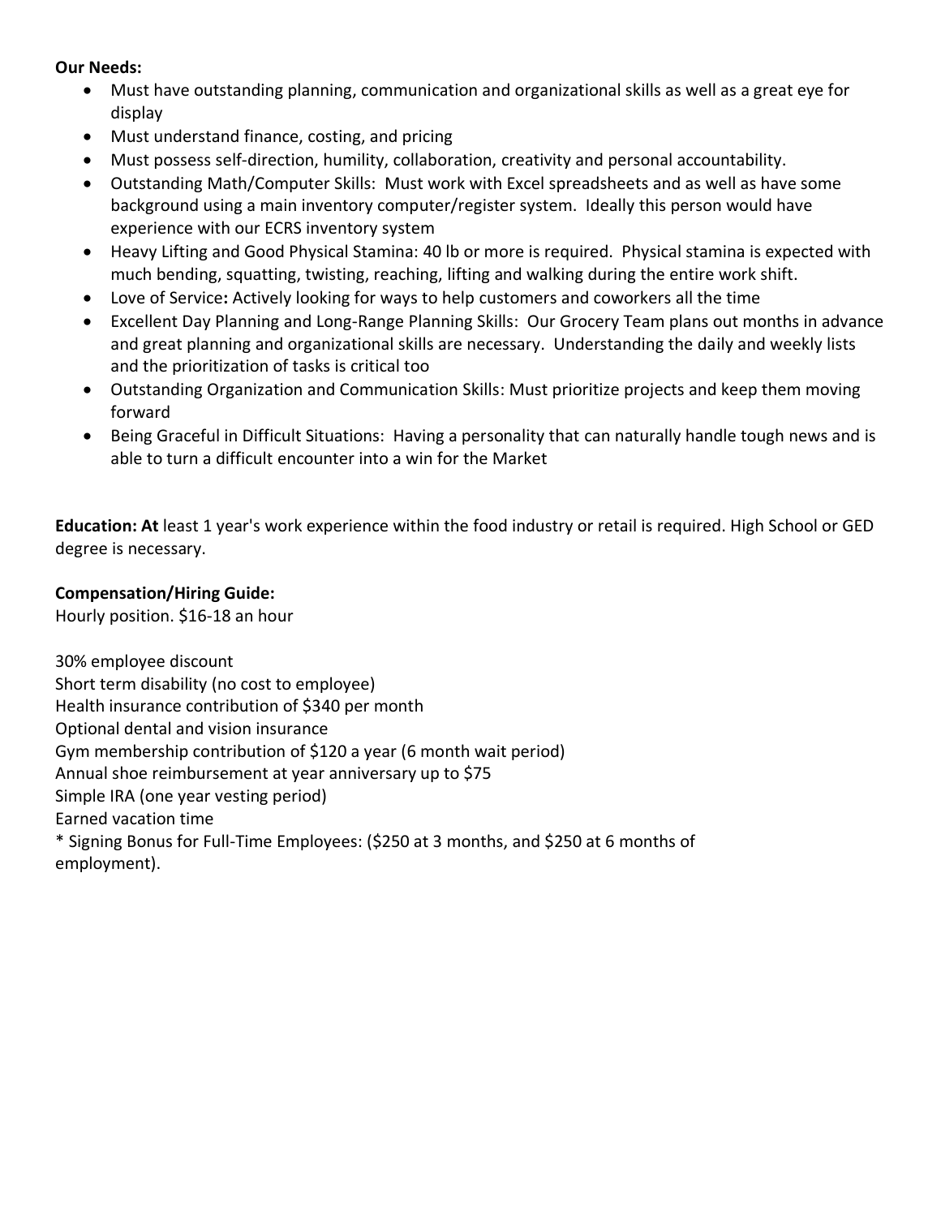**Our Needs:**

- Must have outstanding planning, communication and organizational skills as well as a great eye for display
- Must understand finance, costing, and pricing
- Must possess self-direction, humility, collaboration, creativity and personal accountability.
- Outstanding Math/Computer Skills: Must work with Excel spreadsheets and as well as have some background using a main inventory computer/register system. Ideally this person would have experience with our ECRS inventory system
- Heavy Lifting and Good Physical Stamina: 40 lb or more is required. Physical stamina is expected with much bending, squatting, twisting, reaching, lifting and walking during the entire work shift.
- Love of Service**:** Actively looking for ways to help customers and coworkers all the time
- Excellent Day Planning and Long-Range Planning Skills: Our Grocery Team plans out months in advance and great planning and organizational skills are necessary. Understanding the daily and weekly lists and the prioritization of tasks is critical too
- Outstanding Organization and Communication Skills: Must prioritize projects and keep them moving forward
- Being Graceful in Difficult Situations: Having a personality that can naturally handle tough news and is able to turn a difficult encounter into a win for the Market

**Education: At** least 1 year's work experience within the food industry or retail is required. High School or GED degree is necessary.

**Compensation/Hiring Guide:**
Hourly position. $16-18 an hour

30% employee discount
Short term disability (no cost to employee)
Health insurance contribution of $340 per month
Optional dental and vision insurance
Gym membership contribution of $120 a year (6 month wait period)
Annual shoe reimbursement at year anniversary up to $75
Simple IRA (one year vesting period)
Earned vacation time
* Signing Bonus for Full-Time Employees: ($250 at 3 months, and $250 at 6 months of employment).